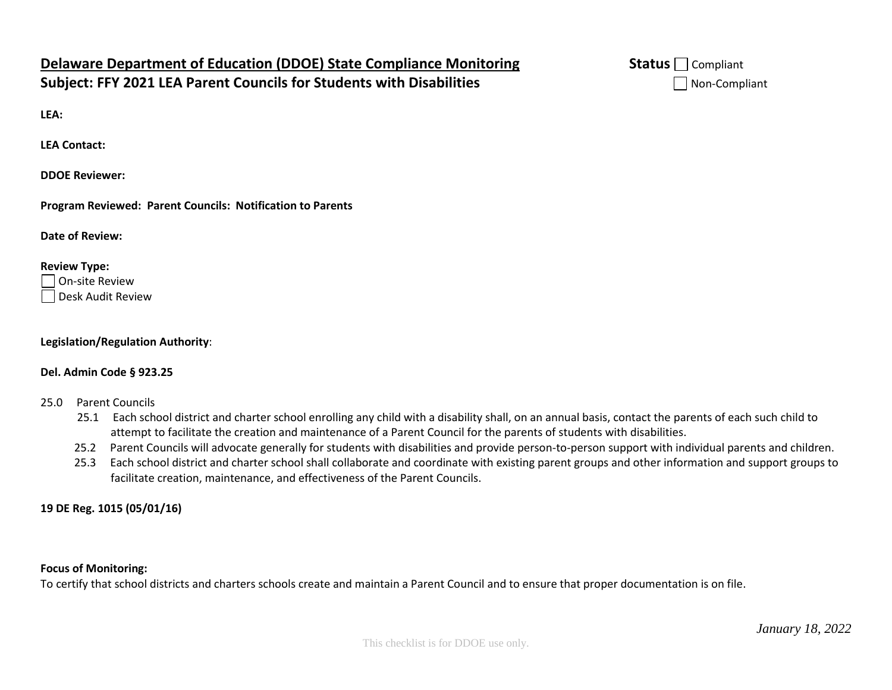# Delaware Department of Education (DDOE) State Compliance Monitoring

## Subject: FFY 2021 LEA Parent Councils for Students with Disabilities

**Status** ☐ Compliant
☐ Non-Compliant

**LEA:**

**LEA Contact:**

**DDOE Reviewer:**

**Program Reviewed: Parent Councils: Notification to Parents**

**Date of Review:**

**Review Type:**

☐ On-site Review
☐ Desk Audit Review

**Legislation/Regulation Authority**:

**Del. Admin Code § 923.25**

25.0 Parent Councils

- 25.1 Each school district and charter school enrolling any child with a disability shall, on an annual basis, contact the parents of each such child to attempt to facilitate the creation and maintenance of a Parent Council for the parents of students with disabilities.
- 25.2 Parent Councils will advocate generally for students with disabilities and provide person-to-person support with individual parents and children.
- 25.3 Each school district and charter school shall collaborate and coordinate with existing parent groups and other information and support groups to facilitate creation, maintenance, and effectiveness of the Parent Councils.

**19 DE Reg. 1015 (05/01/16)**

**Focus of Monitoring:**

To certify that school districts and charters schools create and maintain a Parent Council and to ensure that proper documentation is on file.

*January 18, 2022*

This checklist is for DDOE use only.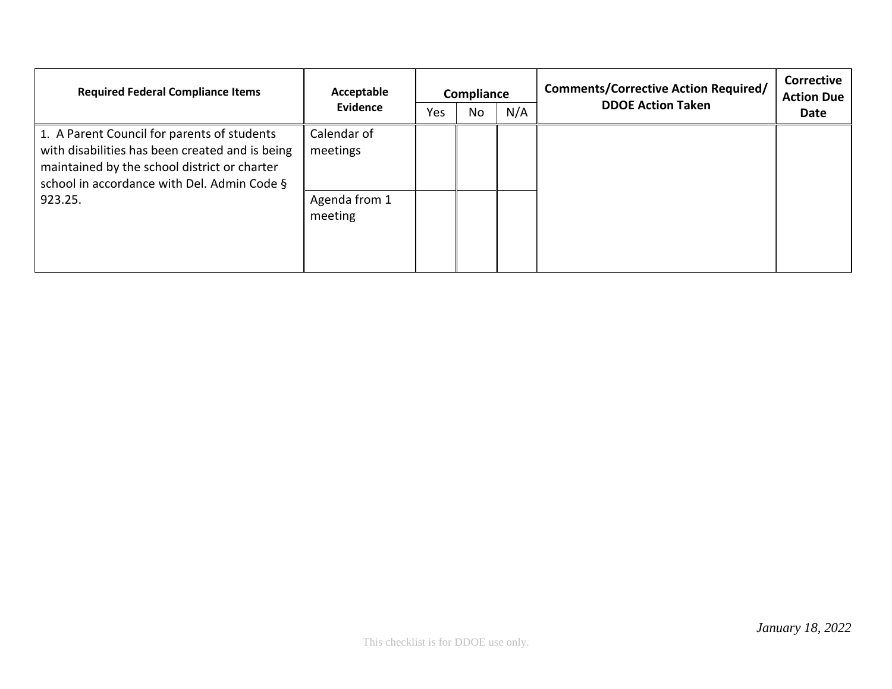| Required Federal Compliance Items | Acceptable Evidence | Compliance | | | Comments/Corrective Action Required/ DDOE Action Taken | Corrective Action Due Date |
|---|---|---|---|---|---|---|
| | | Yes | No | N/A | | |
| 1. A Parent Council for parents of students with disabilities has been created and is being maintained by the school district or charter school in accordance with Del. Admin Code § 923.25. | Calendar of meetings | | | | | |
| | Agenda from 1 meeting | | | | | |

*January 18, 2022*

This checklist is for DDOE use only.